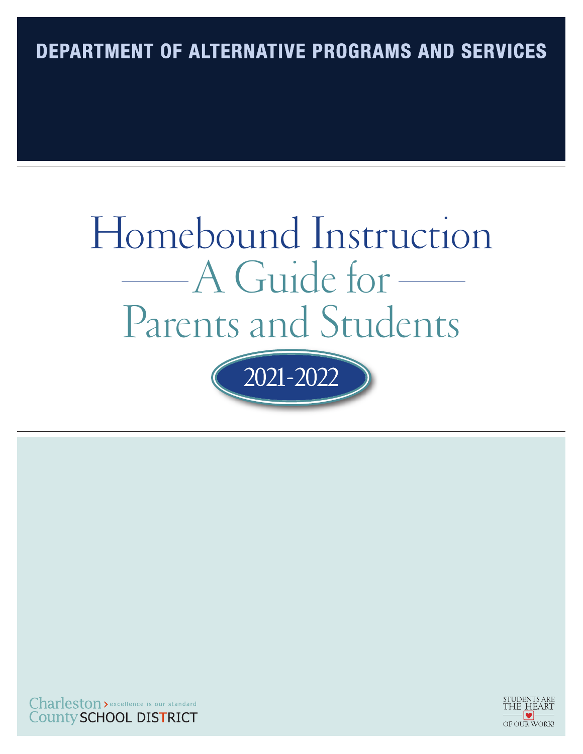**DEPARTMENT OF ALTERNATIVE PROGRAMS AND SERVICES**

# Homebound Instruction
## A Guide for Parents and Students

**2021-2022**

Charleston County SCHOOL DISTRICT
excellence is our standard

STUDENTS ARE THE HEART OF OUR WORK!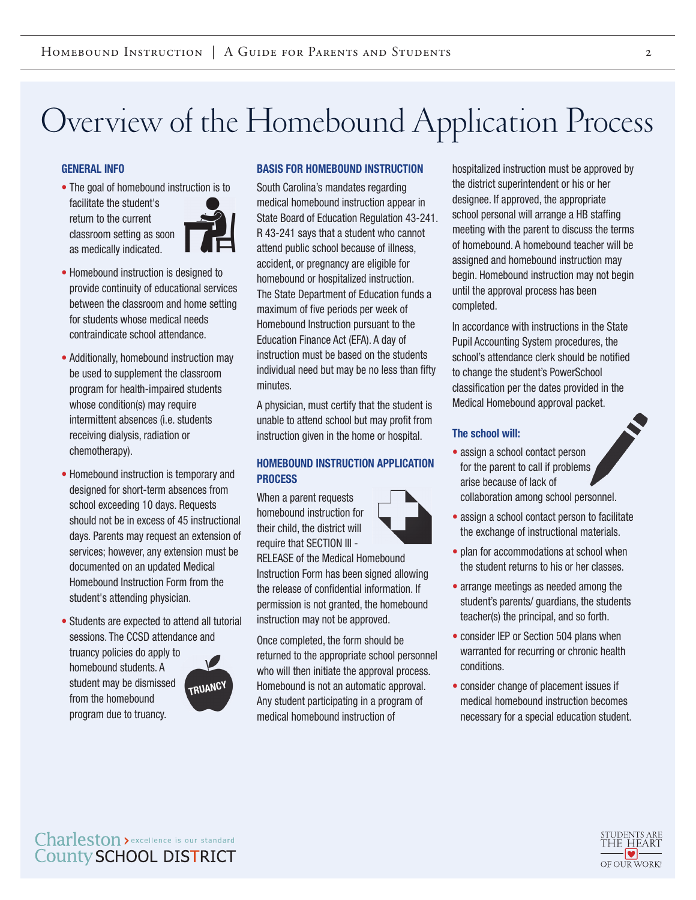# Overview of the Homebound Application Process

### GENERAL INFO

- The goal of homebound instruction is to facilitate the student's return to the current classroom setting as soon as medically indicated.
- Homebound instruction is designed to provide continuity of educational services between the classroom and home setting for students whose medical needs contraindicate school attendance.
- Additionally, homebound instruction may be used to supplement the classroom program for health-impaired students whose condition(s) may require intermittent absences (i.e. students receiving dialysis, radiation or chemotherapy).
- Homebound instruction is temporary and designed for short-term absences from school exceeding 10 days. Requests should not be in excess of 45 instructional days. Parents may request an extension of services; however, any extension must be documented on an updated Medical Homebound Instruction Form from the student's attending physician.
- Students are expected to attend all tutorial sessions. The CCSD attendance and truancy policies do apply to homebound students. A student may be dismissed from the homebound program due to truancy.

### BASIS FOR HOMEBOUND INSTRUCTION

South Carolina's mandates regarding medical homebound instruction appear in State Board of Education Regulation 43-241. R 43-241 says that a student who cannot attend public school because of illness, accident, or pregnancy are eligible for homebound or hospitalized instruction. The State Department of Education funds a maximum of five periods per week of Homebound Instruction pursuant to the Education Finance Act (EFA). A day of instruction must be based on the students individual need but may be no less than fifty minutes.

A physician, must certify that the student is unable to attend school but may profit from instruction given in the home or hospital.

### HOMEBOUND INSTRUCTION APPLICATION PROCESS

When a parent requests homebound instruction for their child, the district will require that SECTION III - RELEASE of the Medical Homebound Instruction Form has been signed allowing the release of confidential information. If permission is not granted, the homebound instruction may not be approved.

Once completed, the form should be returned to the appropriate school personnel who will then initiate the approval process. Homebound is not an automatic approval. Any student participating in a program of medical homebound instruction of hospitalized instruction must be approved by the district superintendent or his or her designee. If approved, the appropriate school personal will arrange a HB staffing meeting with the parent to discuss the terms of homebound. A homebound teacher will be assigned and homebound instruction may begin. Homebound instruction may not begin until the approval process has been completed.

In accordance with instructions in the State Pupil Accounting System procedures, the school's attendance clerk should be notified to change the student's PowerSchool classification per the dates provided in the Medical Homebound approval packet.

### The school will:

- assign a school contact person for the parent to call if problems arise because of lack of collaboration among school personnel.
- assign a school contact person to facilitate the exchange of instructional materials.
- plan for accommodations at school when the student returns to his or her classes.
- arrange meetings as needed among the student's parents/ guardians, the students teacher(s) the principal, and so forth.
- consider IEP or Section 504 plans when warranted for recurring or chronic health conditions.
- consider change of placement issues if medical homebound instruction becomes necessary for a special education student.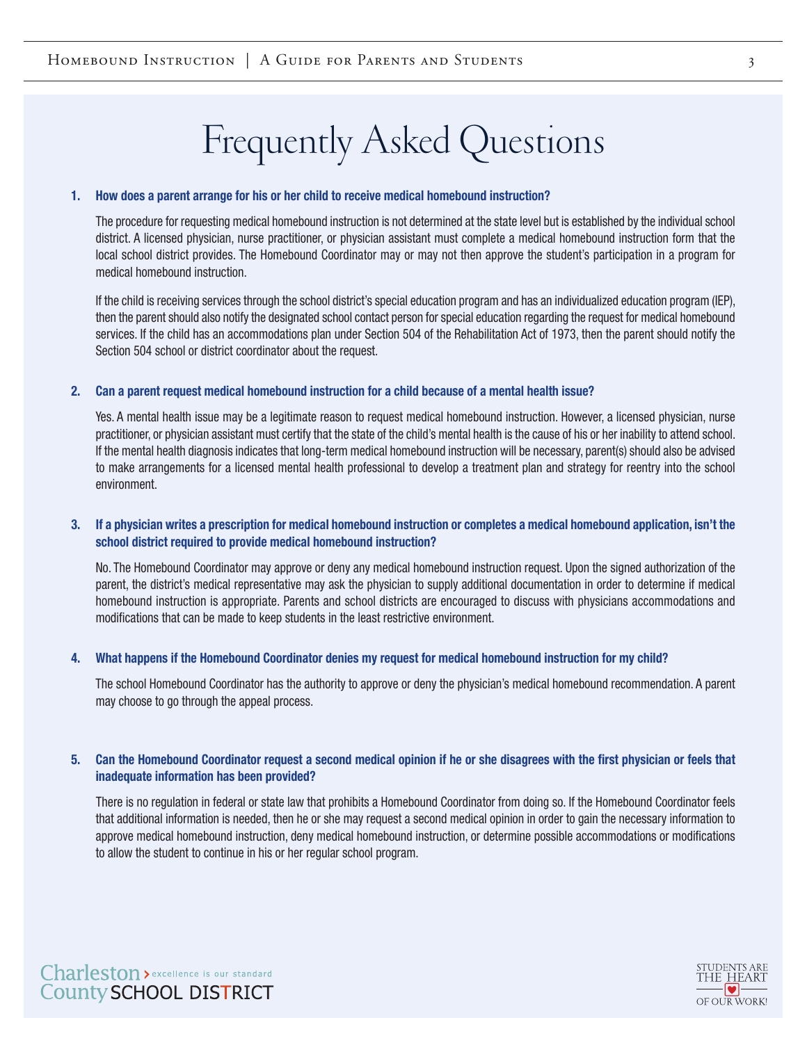# Frequently Asked Questions

**1. How does a parent arrange for his or her child to receive medical homebound instruction?**

The procedure for requesting medical homebound instruction is not determined at the state level but is established by the individual school district. A licensed physician, nurse practitioner, or physician assistant must complete a medical homebound instruction form that the local school district provides. The Homebound Coordinator may or may not then approve the student's participation in a program for medical homebound instruction.

If the child is receiving services through the school district's special education program and has an individualized education program (IEP), then the parent should also notify the designated school contact person for special education regarding the request for medical homebound services. If the child has an accommodations plan under Section 504 of the Rehabilitation Act of 1973, then the parent should notify the Section 504 school or district coordinator about the request.

**2. Can a parent request medical homebound instruction for a child because of a mental health issue?**

Yes. A mental health issue may be a legitimate reason to request medical homebound instruction. However, a licensed physician, nurse practitioner, or physician assistant must certify that the state of the child's mental health is the cause of his or her inability to attend school. If the mental health diagnosis indicates that long-term medical homebound instruction will be necessary, parent(s) should also be advised to make arrangements for a licensed mental health professional to develop a treatment plan and strategy for reentry into the school environment.

**3. If a physician writes a prescription for medical homebound instruction or completes a medical homebound application, isn't the school district required to provide medical homebound instruction?**

No. The Homebound Coordinator may approve or deny any medical homebound instruction request. Upon the signed authorization of the parent, the district's medical representative may ask the physician to supply additional documentation in order to determine if medical homebound instruction is appropriate. Parents and school districts are encouraged to discuss with physicians accommodations and modifications that can be made to keep students in the least restrictive environment.

**4. What happens if the Homebound Coordinator denies my request for medical homebound instruction for my child?**

The school Homebound Coordinator has the authority to approve or deny the physician's medical homebound recommendation. A parent may choose to go through the appeal process.

**5. Can the Homebound Coordinator request a second medical opinion if he or she disagrees with the first physician or feels that inadequate information has been provided?**

There is no regulation in federal or state law that prohibits a Homebound Coordinator from doing so. If the Homebound Coordinator feels that additional information is needed, then he or she may request a second medical opinion in order to gain the necessary information to approve medical homebound instruction, deny medical homebound instruction, or determine possible accommodations or modifications to allow the student to continue in his or her regular school program.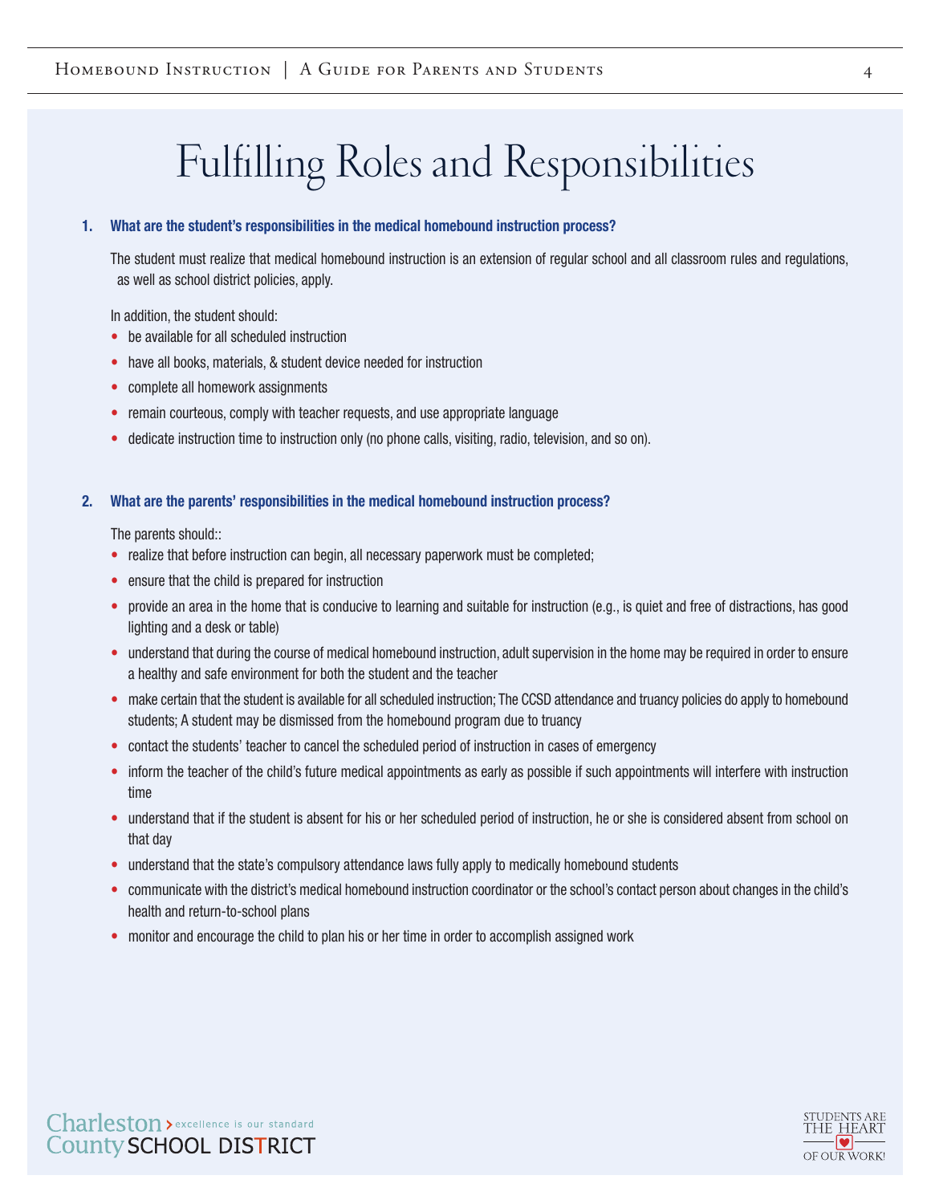# Fulfilling Roles and Responsibilities

**1. What are the student's responsibilities in the medical homebound instruction process?**

The student must realize that medical homebound instruction is an extension of regular school and all classroom rules and regulations, as well as school district policies, apply.

In addition, the student should:

- be available for all scheduled instruction
- have all books, materials, & student device needed for instruction
- complete all homework assignments
- remain courteous, comply with teacher requests, and use appropriate language
- dedicate instruction time to instruction only (no phone calls, visiting, radio, television, and so on).

**2. What are the parents' responsibilities in the medical homebound instruction process?**

The parents should::

- realize that before instruction can begin, all necessary paperwork must be completed;
- ensure that the child is prepared for instruction
- provide an area in the home that is conducive to learning and suitable for instruction (e.g., is quiet and free of distractions, has good lighting and a desk or table)
- understand that during the course of medical homebound instruction, adult supervision in the home may be required in order to ensure a healthy and safe environment for both the student and the teacher
- make certain that the student is available for all scheduled instruction; The CCSD attendance and truancy policies do apply to homebound students; A student may be dismissed from the homebound program due to truancy
- contact the students' teacher to cancel the scheduled period of instruction in cases of emergency
- inform the teacher of the child's future medical appointments as early as possible if such appointments will interfere with instruction time
- understand that if the student is absent for his or her scheduled period of instruction, he or she is considered absent from school on that day
- understand that the state's compulsory attendance laws fully apply to medically homebound students
- communicate with the district's medical homebound instruction coordinator or the school's contact person about changes in the child's health and return-to-school plans
- monitor and encourage the child to plan his or her time in order to accomplish assigned work

Charleston County SCHOOL DISTRICT > excellence is our standard

STUDENTS ARE THE HEART OF OUR WORK!